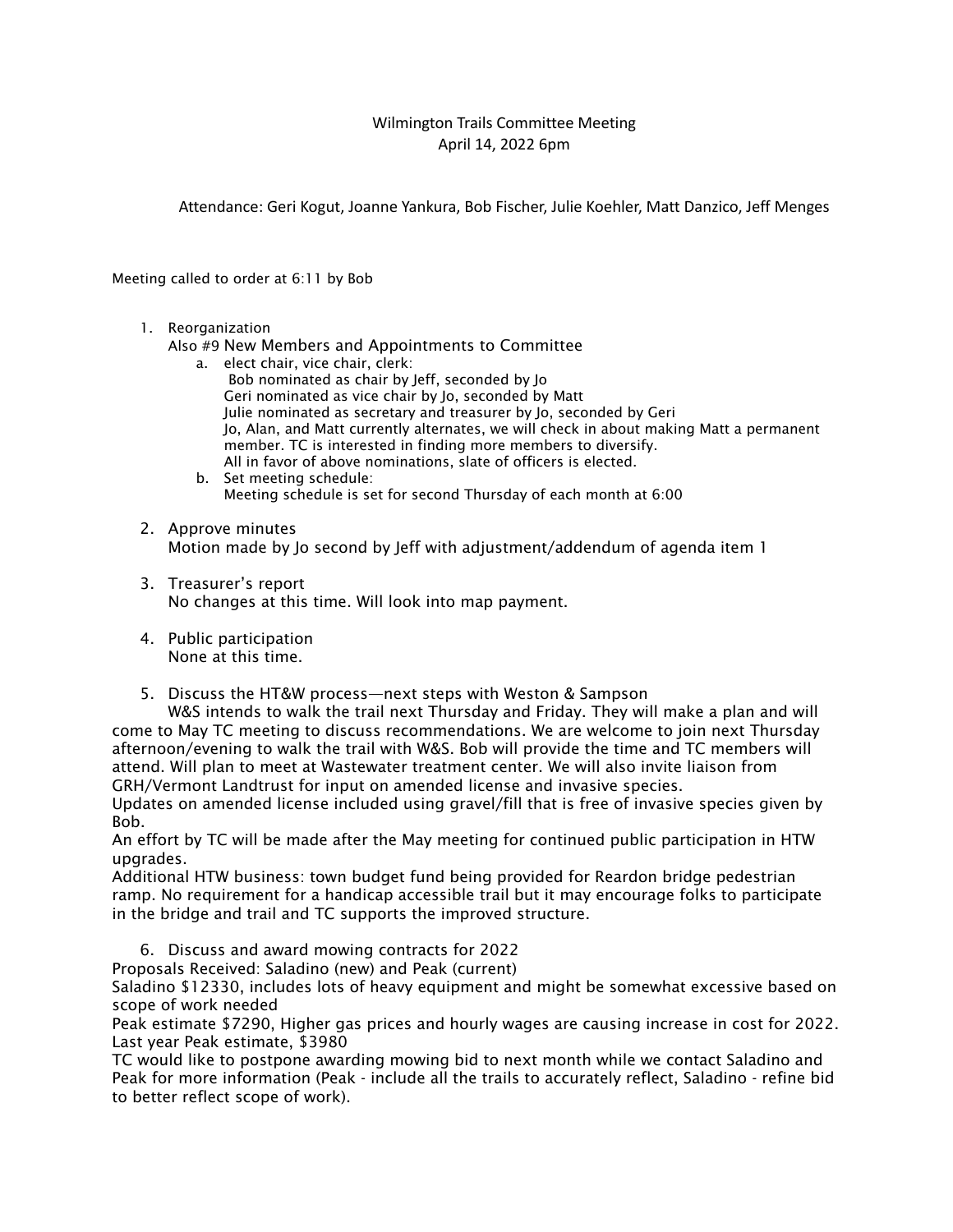# Wilmington Trails Committee Meeting
## April 14, 2022 6pm

Attendance: Geri Kogut, Joanne Yankura, Bob Fischer, Julie Koehler, Matt Danzico, Jeff Menges

Meeting called to order at 6:11 by Bob

1. Reorganization
   Also #9 New Members and Appointments to Committee
   a. elect chair, vice chair, clerk:
      Bob nominated as chair by Jeff, seconded by Jo
      Geri nominated as vice chair by Jo, seconded by Matt
      Julie nominated as secretary and treasurer by Jo, seconded by Geri
      Jo, Alan, and Matt currently alternates, we will check in about making Matt a permanent member. TC is interested in finding more members to diversify.
      All in favor of above nominations, slate of officers is elected.
   b. Set meeting schedule:
      Meeting schedule is set for second Thursday of each month at 6:00

2. Approve minutes
   Motion made by Jo second by Jeff with adjustment/addendum of agenda item 1

3. Treasurer's report
   No changes at this time. Will look into map payment.

4. Public participation
   None at this time.

5. Discuss the HT&W process—next steps with Weston & Sampson

W&S intends to walk the trail next Thursday and Friday. They will make a plan and will come to May TC meeting to discuss recommendations. We are welcome to join next Thursday afternoon/evening to walk the trail with W&S. Bob will provide the time and TC members will attend. Will plan to meet at Wastewater treatment center. We will also invite liaison from GRH/Vermont Landtrust for input on amended license and invasive species.

Updates on amended license included using gravel/fill that is free of invasive species given by Bob.

An effort by TC will be made after the May meeting for continued public participation in HTW upgrades.

Additional HTW business: town budget fund being provided for Reardon bridge pedestrian ramp. No requirement for a handicap accessible trail but it may encourage folks to participate in the bridge and trail and TC supports the improved structure.

6. Discuss and award mowing contracts for 2022

Proposals Received: Saladino (new) and Peak (current)

Saladino $12330, includes lots of heavy equipment and might be somewhat excessive based on scope of work needed

Peak estimate $7290, Higher gas prices and hourly wages are causing increase in cost for 2022. Last year Peak estimate, $3980

TC would like to postpone awarding mowing bid to next month while we contact Saladino and Peak for more information (Peak - include all the trails to accurately reflect, Saladino - refine bid to better reflect scope of work).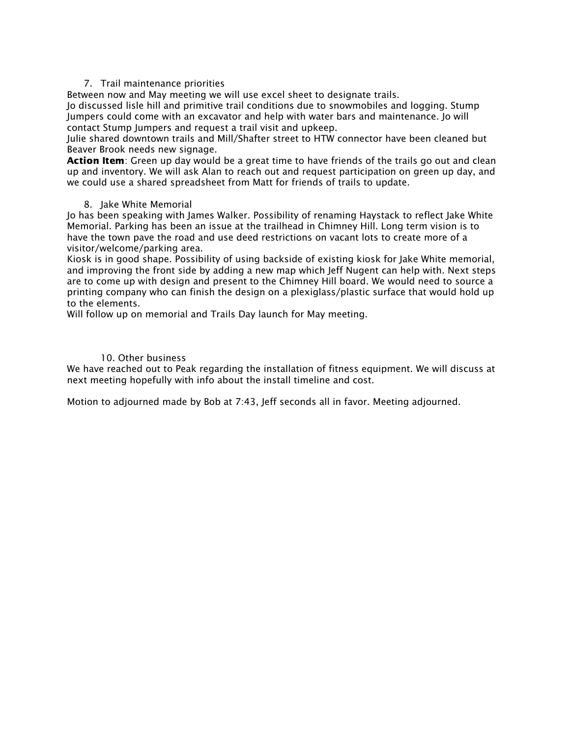7. Trail maintenance priorities

Between now and May meeting we will use excel sheet to designate trails.
Jo discussed lisle hill and primitive trail conditions due to snowmobiles and logging. Stump Jumpers could come with an excavator and help with water bars and maintenance. Jo will contact Stump Jumpers and request a trail visit and upkeep.
Julie shared downtown trails and Mill/Shafter street to HTW connector have been cleaned but Beaver Brook needs new signage.
**Action Item**: Green up day would be a great time to have friends of the trails go out and clean up and inventory. We will ask Alan to reach out and request participation on green up day, and we could use a shared spreadsheet from Matt for friends of trails to update.

8. Jake White Memorial

Jo has been speaking with James Walker. Possibility of renaming Haystack to reflect Jake White Memorial. Parking has been an issue at the trailhead in Chimney Hill. Long term vision is to have the town pave the road and use deed restrictions on vacant lots to create more of a visitor/welcome/parking area.
Kiosk is in good shape. Possibility of using backside of existing kiosk for Jake White memorial, and improving the front side by adding a new map which Jeff Nugent can help with. Next steps are to come up with design and present to the Chimney Hill board. We would need to source a printing company who can finish the design on a plexiglass/plastic surface that would hold up to the elements.
Will follow up on memorial and Trails Day launch for May meeting.

10. Other business

We have reached out to Peak regarding the installation of fitness equipment. We will discuss at next meeting hopefully with info about the install timeline and cost.

Motion to adjourned made by Bob at 7:43, Jeff seconds all in favor. Meeting adjourned.